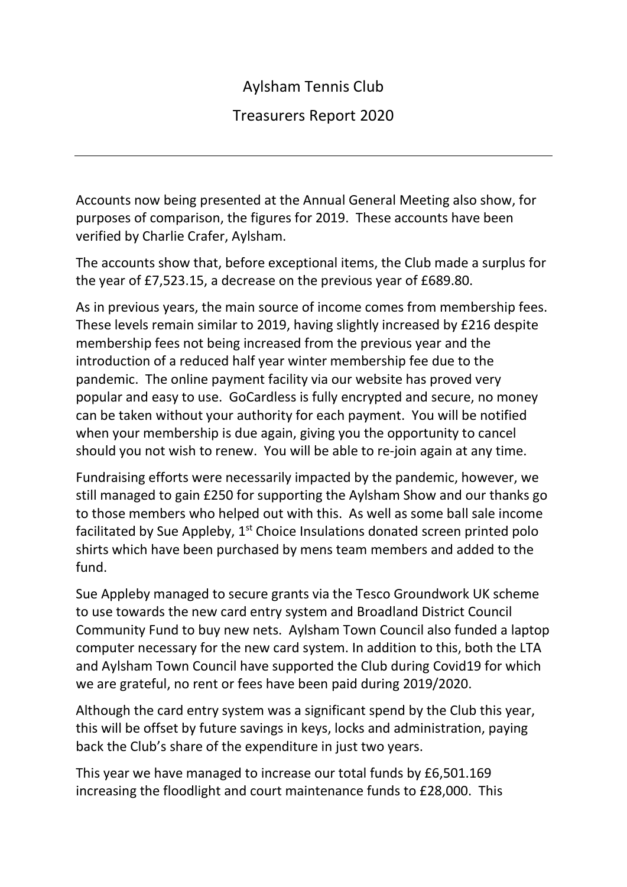# Aylsham Tennis Club

## Treasurers Report 2020

---

Accounts now being presented at the Annual General Meeting also show, for purposes of comparison, the figures for 2019. These accounts have been verified by Charlie Crafer, Aylsham.

The accounts show that, before exceptional items, the Club made a surplus for the year of £7,523.15, a decrease on the previous year of £689.80.

As in previous years, the main source of income comes from membership fees. These levels remain similar to 2019, having slightly increased by £216 despite membership fees not being increased from the previous year and the introduction of a reduced half year winter membership fee due to the pandemic. The online payment facility via our website has proved very popular and easy to use. GoCardless is fully encrypted and secure, no money can be taken without your authority for each payment. You will be notified when your membership is due again, giving you the opportunity to cancel should you not wish to renew. You will be able to re-join again at any time.

Fundraising efforts were necessarily impacted by the pandemic, however, we still managed to gain £250 for supporting the Aylsham Show and our thanks go to those members who helped out with this. As well as some ball sale income facilitated by Sue Appleby, 1st Choice Insulations donated screen printed polo shirts which have been purchased by mens team members and added to the fund.

Sue Appleby managed to secure grants via the Tesco Groundwork UK scheme to use towards the new card entry system and Broadland District Council Community Fund to buy new nets. Aylsham Town Council also funded a laptop computer necessary for the new card system. In addition to this, both the LTA and Aylsham Town Council have supported the Club during Covid19 for which we are grateful, no rent or fees have been paid during 2019/2020.

Although the card entry system was a significant spend by the Club this year, this will be offset by future savings in keys, locks and administration, paying back the Club's share of the expenditure in just two years.

This year we have managed to increase our total funds by £6,501.169 increasing the floodlight and court maintenance funds to £28,000. This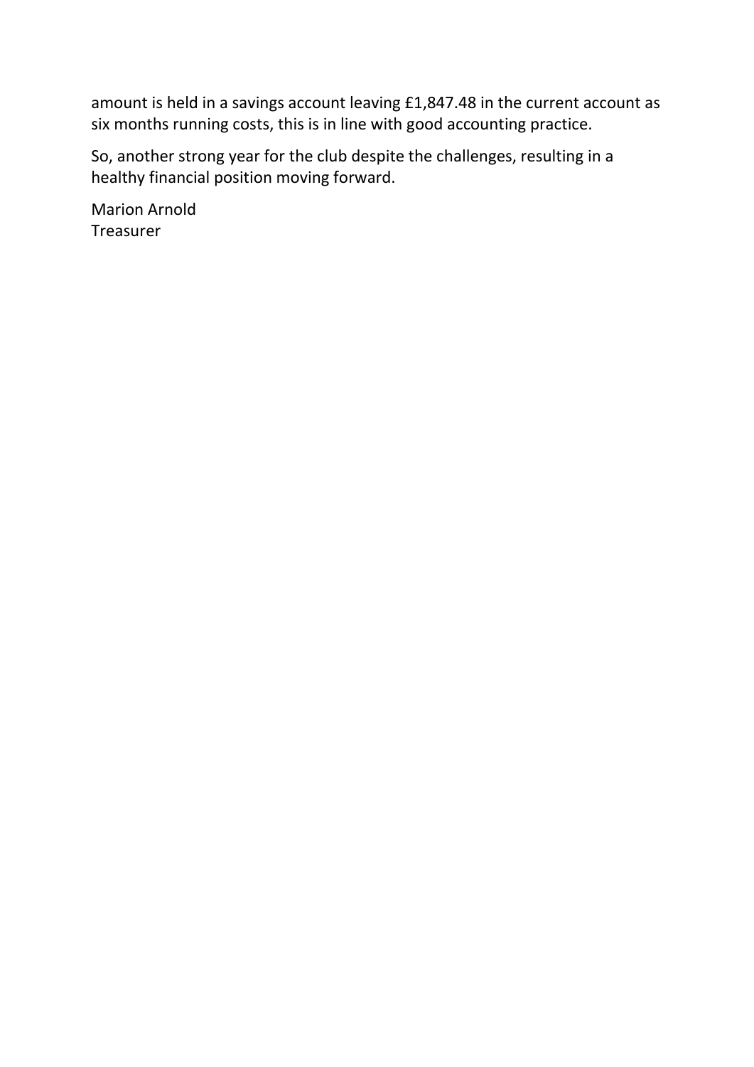amount is held in a savings account leaving £1,847.48 in the current account as six months running costs, this is in line with good accounting practice.

So, another strong year for the club despite the challenges, resulting in a healthy financial position moving forward.

Marion Arnold
Treasurer